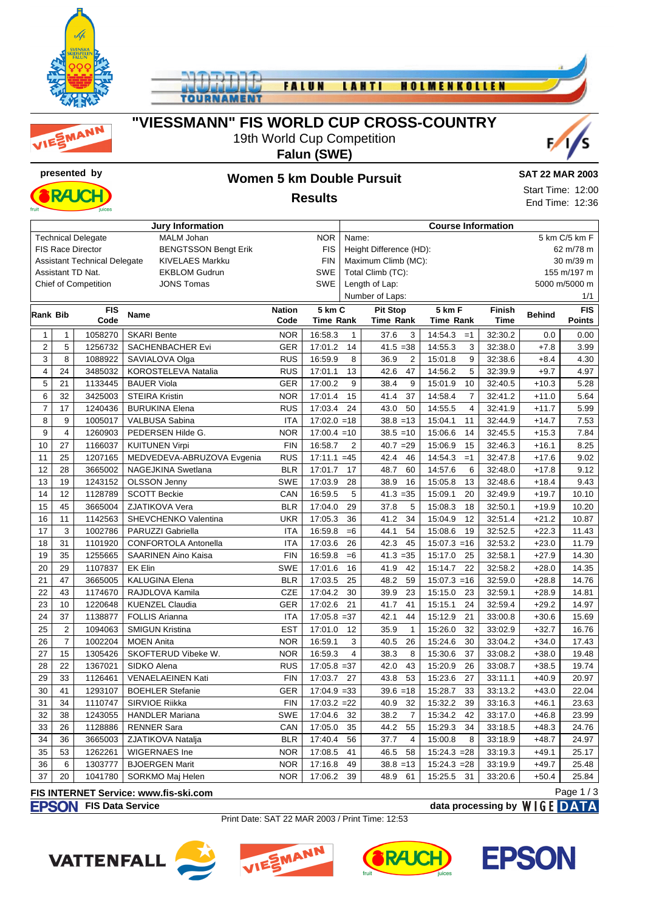# "VIESSMANN" FIS WORLD CUP CROSS-COUNTRY

19th World Cup Competition

**Falun (SWE)**

**presented by**

## Women 5 km Double Pursuit

## Results

**SAT 22 MAR 2003**

Start Time: 12:00

End Time: 12:36

| Jury Information | | |
|---|---|---|
| Technical Delegate | MALM Johan | NOR |
| FIS Race Director | BENGTSSON Bengt Erik | FIS |
| Assistant Technical Delegate | KIVELAES Markku | FIN |
| Assistant TD Nat. | EKBLOM Gudrun | SWE |
| Chief of Competition | JONS Tomas | SWE |

| Course Information | |
|---|---|
| Name: | 5 km C/5 km F |
| Height Difference (HD): | 62 m/78 m |
| Maximum Climb (MC): | 30 m/39 m |
| Total Climb (TC): | 155 m/197 m |
| Length of Lap: | 5000 m/5000 m |
| Number of Laps: | 1/1 |

| Rank | Bib | FIS Code | Name | Nation Code | 5 km C Time | Rank | Pit Stop Time | Rank | 5 km F Time | Rank | Finish Time | Behind | FIS Points |
|---|---|---|---|---|---|---|---|---|---|---|---|---|---|
| 1 | 1 | 1058270 | SKARI Bente | NOR | 16:58.3 | 1 | 37.6 | 3 | 14:54.3 | =1 | 32:30.2 | 0.0 | 0.00 |
| 2 | 5 | 1256732 | SACHENBACHER Evi | GER | 17:01.2 | 14 | 41.5 | =38 | 14:55.3 | 3 | 32:38.0 | +7.8 | 3.99 |
| 3 | 8 | 1088922 | SAVIALOVA Olga | RUS | 16:59.9 | 8 | 36.9 | 2 | 15:01.8 | 9 | 32:38.6 | +8.4 | 4.30 |
| 4 | 24 | 3485032 | KOROSTELEVA Natalia | RUS | 17:01.1 | 13 | 42.6 | 47 | 14:56.2 | 5 | 32:39.9 | +9.7 | 4.97 |
| 5 | 21 | 1133445 | BAUER Viola | GER | 17:00.2 | 9 | 38.4 | 9 | 15:01.9 | 10 | 32:40.5 | +10.3 | 5.28 |
| 6 | 32 | 3425003 | STEIRA Kristin | NOR | 17:01.4 | 15 | 41.4 | 37 | 14:58.4 | 7 | 32:41.2 | +11.0 | 5.64 |
| 7 | 17 | 1240436 | BURUKINA Elena | RUS | 17:03.4 | 24 | 43.0 | 50 | 14:55.5 | 4 | 32:41.9 | +11.7 | 5.99 |
| 8 | 9 | 1005017 | VALBUSA Sabina | ITA | 17:02.0 | =18 | 38.8 | =13 | 15:04.1 | 11 | 32:44.9 | +14.7 | 7.53 |
| 9 | 4 | 1260903 | PEDERSEN Hilde G. | NOR | 17:00.4 | =10 | 38.5 | =10 | 15:06.6 | 14 | 32:45.5 | +15.3 | 7.84 |
| 10 | 27 | 1166037 | KUITUNEN Virpi | FIN | 16:58.7 | 2 | 40.7 | =29 | 15:06.9 | 15 | 32:46.3 | +16.1 | 8.25 |
| 11 | 25 | 1207165 | MEDVEDEVA-ABRUZOVA Evgenia | RUS | 17:11.1 | =45 | 42.4 | 46 | 14:54.3 | =1 | 32:47.8 | +17.6 | 9.02 |
| 12 | 28 | 3665002 | NAGEJKINA Swetlana | BLR | 17:01.7 | 17 | 48.7 | 60 | 14:57.6 | 6 | 32:48.0 | +17.8 | 9.12 |
| 13 | 19 | 1243152 | OLSSON Jenny | SWE | 17:03.9 | 28 | 38.9 | 16 | 15:05.8 | 13 | 32:48.6 | +18.4 | 9.43 |
| 14 | 12 | 1128789 | SCOTT Beckie | CAN | 16:59.5 | 5 | 41.3 | =35 | 15:09.1 | 20 | 32:49.9 | +19.7 | 10.10 |
| 15 | 45 | 3665004 | ZJATIKOVA Vera | BLR | 17:04.0 | 29 | 37.8 | 5 | 15:08.3 | 18 | 32:50.1 | +19.9 | 10.20 |
| 16 | 11 | 1142563 | SHEVCHENKO Valentina | UKR | 17:05.3 | 36 | 41.2 | 34 | 15:04.9 | 12 | 32:51.4 | +21.2 | 10.87 |
| 17 | 3 | 1002786 | PARUZZI Gabriella | ITA | 16:59.8 | =6 | 44.1 | 54 | 15:08.6 | 19 | 32:52.5 | +22.3 | 11.43 |
| 18 | 31 | 1101920 | CONFORTOLA Antonella | ITA | 17:03.6 | 26 | 42.3 | 45 | 15:07.3 | =16 | 32:53.2 | +23.0 | 11.79 |
| 19 | 35 | 1255665 | SAARINEN Aino Kaisa | FIN | 16:59.8 | =6 | 41.3 | =35 | 15:17.0 | 25 | 32:58.1 | +27.9 | 14.30 |
| 20 | 29 | 1107837 | EK Elin | SWE | 17:01.6 | 16 | 41.9 | 42 | 15:14.7 | 22 | 32:58.2 | +28.0 | 14.35 |
| 21 | 47 | 3665005 | KALUGINA Elena | BLR | 17:03.5 | 25 | 48.2 | 59 | 15:07.3 | =16 | 32:59.0 | +28.8 | 14.76 |
| 22 | 43 | 1174670 | RAJDLOVA Kamila | CZE | 17:04.2 | 30 | 39.9 | 23 | 15:15.0 | 23 | 32:59.1 | +28.9 | 14.81 |
| 23 | 10 | 1220648 | KUENZEL Claudia | GER | 17:02.6 | 21 | 41.7 | 41 | 15:15.1 | 24 | 32:59.4 | +29.2 | 14.97 |
| 24 | 37 | 1138877 | FOLLIS Arianna | ITA | 17:05.8 | =37 | 42.1 | 44 | 15:12.9 | 21 | 33:00.8 | +30.6 | 15.69 |
| 25 | 2 | 1094063 | SMIGUN Kristina | EST | 17:01.0 | 12 | 35.9 | 1 | 15:26.0 | 32 | 33:02.9 | +32.7 | 16.76 |
| 26 | 7 | 1002204 | MOEN Anita | NOR | 16:59.1 | 3 | 40.5 | 26 | 15:24.6 | 30 | 33:04.2 | +34.0 | 17.43 |
| 27 | 15 | 1305426 | SKOFTERUD Vibeke W. | NOR | 16:59.3 | 4 | 38.3 | 8 | 15:30.6 | 37 | 33:08.2 | +38.0 | 19.48 |
| 28 | 22 | 1367021 | SIDKO Alena | RUS | 17:05.8 | =37 | 42.0 | 43 | 15:20.9 | 26 | 33:08.7 | +38.5 | 19.74 |
| 29 | 33 | 1126461 | VENAELAEINEN Kati | FIN | 17:03.7 | 27 | 43.8 | 53 | 15:23.6 | 27 | 33:11.1 | +40.9 | 20.97 |
| 30 | 41 | 1293107 | BOEHLER Stefanie | GER | 17:04.9 | =33 | 39.6 | =18 | 15:28.7 | 33 | 33:13.2 | +43.0 | 22.04 |
| 31 | 34 | 1110747 | SIRVIOE Riikka | FIN | 17:03.2 | =22 | 40.9 | 32 | 15:32.2 | 39 | 33:16.3 | +46.1 | 23.63 |
| 32 | 38 | 1243055 | HANDLER Mariana | SWE | 17:04.6 | 32 | 38.2 | 7 | 15:34.2 | 42 | 33:17.0 | +46.8 | 23.99 |
| 33 | 26 | 1128886 | RENNER Sara | CAN | 17:05.0 | 35 | 44.2 | 55 | 15:29.3 | 34 | 33:18.5 | +48.3 | 24.76 |
| 34 | 36 | 3665003 | ZJATIKOVA Natalja | BLR | 17:40.4 | 56 | 37.7 | 4 | 15:00.8 | 8 | 33:18.9 | +48.7 | 24.97 |
| 35 | 53 | 1262261 | WIGERNAES Ine | NOR | 17:08.5 | 41 | 46.5 | 58 | 15:24.3 | =28 | 33:19.3 | +49.1 | 25.17 |
| 36 | 6 | 1303777 | BJOERGEN Marit | NOR | 17:16.8 | 49 | 38.8 | =13 | 15:24.3 | =28 | 33:19.9 | +49.7 | 25.48 |
| 37 | 20 | 1041780 | SORKMO Maj Helen | NOR | 17:06.2 | 39 | 48.9 | 61 | 15:25.5 | 31 | 33:20.6 | +50.4 | 25.84 |

**FIS INTERNET Service: www.fis-ski.com**

**EPSON FIS Data Service** — **data processing by WIGE DATA**

Print Date: SAT 22 MAR 2003 / Print Time: 12:53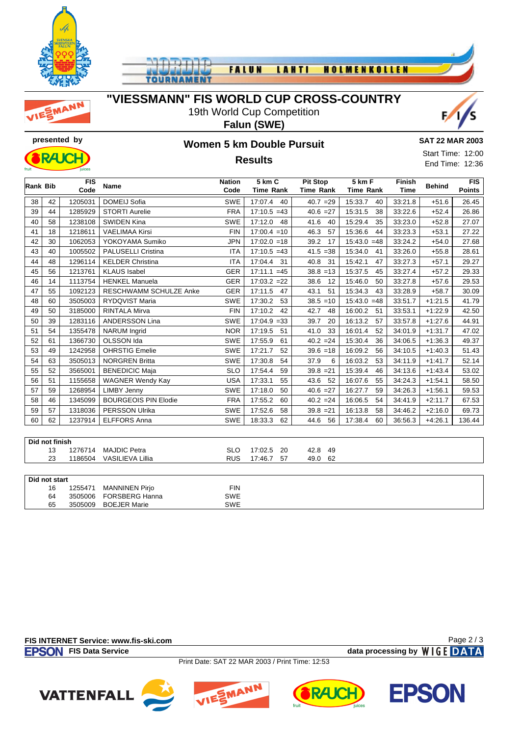# "VIESSMANN" FIS WORLD CUP CROSS-COUNTRY

19th World Cup Competition

**Falun (SWE)**

**presented by**

## Women 5 km Double Pursuit

## Results

**SAT 22 MAR 2003**

Start Time: 12:00

End Time: 12:36

| Rank | Bib | FIS Code | Name | Nation Code | 5 km C Time Rank | Pit Stop Time Rank | 5 km F Time Rank | Finish Time | Behind | FIS Points |
|---|---|---|---|---|---|---|---|---|---|---|
| 38 | 42 | 1205031 | DOMEIJ Sofia | SWE | 17:07.4 40 | 40.7 =29 | 15:33.7 40 | 33:21.8 | +51.6 | 26.45 |
| 39 | 44 | 1285929 | STORTI Aurelie | FRA | 17:10.5 =43 | 40.6 =27 | 15:31.5 38 | 33:22.6 | +52.4 | 26.86 |
| 40 | 58 | 1238108 | SWIDEN Kina | SWE | 17:12.0 48 | 41.6 40 | 15:29.4 35 | 33:23.0 | +52.8 | 27.07 |
| 41 | 18 | 1218611 | VAELIMAA Kirsi | FIN | 17:00.4 =10 | 46.3 57 | 15:36.6 44 | 33:23.3 | +53.1 | 27.22 |
| 42 | 30 | 1062053 | YOKOYAMA Sumiko | JPN | 17:02.0 =18 | 39.2 17 | 15:43.0 =48 | 33:24.2 | +54.0 | 27.68 |
| 43 | 40 | 1005502 | PALUSELLI Cristina | ITA | 17:10.5 =43 | 41.5 =38 | 15:34.0 41 | 33:26.0 | +55.8 | 28.61 |
| 44 | 48 | 1296114 | KELDER Christina | ITA | 17:04.4 31 | 40.8 31 | 15:42.1 47 | 33:27.3 | +57.1 | 29.27 |
| 45 | 56 | 1213761 | KLAUS Isabel | GER | 17:11.1 =45 | 38.8 =13 | 15:37.5 45 | 33:27.4 | +57.2 | 29.33 |
| 46 | 14 | 1113754 | HENKEL Manuela | GER | 17:03.2 =22 | 38.6 12 | 15:46.0 50 | 33:27.8 | +57.6 | 29.53 |
| 47 | 55 | 1092123 | RESCHWAMM SCHULZE Anke | GER | 17:11.5 47 | 43.1 51 | 15:34.3 43 | 33:28.9 | +58.7 | 30.09 |
| 48 | 60 | 3505003 | RYDQVIST Maria | SWE | 17:30.2 53 | 38.5 =10 | 15:43.0 =48 | 33:51.7 | +1:21.5 | 41.79 |
| 49 | 50 | 3185000 | RINTALA Mirva | FIN | 17:10.2 42 | 42.7 48 | 16:00.2 51 | 33:53.1 | +1:22.9 | 42.50 |
| 50 | 39 | 1283116 | ANDERSSON Lina | SWE | 17:04.9 =33 | 39.7 20 | 16:13.2 57 | 33:57.8 | +1:27.6 | 44.91 |
| 51 | 54 | 1355478 | NARUM Ingrid | NOR | 17:19.5 51 | 41.0 33 | 16:01.4 52 | 34:01.9 | +1:31.7 | 47.02 |
| 52 | 61 | 1366730 | OLSSON Ida | SWE | 17:55.9 61 | 40.2 =24 | 15:30.4 36 | 34:06.5 | +1:36.3 | 49.37 |
| 53 | 49 | 1242958 | OHRSTIG Emelie | SWE | 17:21.7 52 | 39.6 =18 | 16:09.2 56 | 34:10.5 | +1:40.3 | 51.43 |
| 54 | 63 | 3505013 | NORGREN Britta | SWE | 17:30.8 54 | 37.9 6 | 16:03.2 53 | 34:11.9 | +1:41.7 | 52.14 |
| 55 | 52 | 3565001 | BENEDICIC Maja | SLO | 17:54.4 59 | 39.8 =21 | 15:39.4 46 | 34:13.6 | +1:43.4 | 53.02 |
| 56 | 51 | 1155658 | WAGNER Wendy Kay | USA | 17:33.1 55 | 43.6 52 | 16:07.6 55 | 34:24.3 | +1:54.1 | 58.50 |
| 57 | 59 | 1268954 | LIMBY Jenny | SWE | 17:18.0 50 | 40.6 =27 | 16:27.7 59 | 34:26.3 | +1:56.1 | 59.53 |
| 58 | 46 | 1345099 | BOURGEOIS PIN Elodie | FRA | 17:55.2 60 | 40.2 =24 | 16:06.5 54 | 34:41.9 | +2:11.7 | 67.53 |
| 59 | 57 | 1318036 | PERSSON Ulrika | SWE | 17:52.6 58 | 39.8 =21 | 16:13.8 58 | 34:46.2 | +2:16.0 | 69.73 |
| 60 | 62 | 1237914 | ELFFORS Anna | SWE | 18:33.3 62 | 44.6 56 | 17:38.4 60 | 36:56.3 | +4:26.1 | 136.44 |

**Did not finish**

| Bib | FIS Code | Name | Nation Code | 5 km C Time Rank | Pit Stop Time Rank |
|---|---|---|---|---|---|
| 13 | 1276714 | MAJDIC Petra | SLO | 17:02.5 20 | 42.8 49 |
| 23 | 1186504 | VASILIEVA Lillia | RUS | 17:46.7 57 | 49.0 62 |

**Did not start**

| Bib | FIS Code | Name | Nation Code |
|---|---|---|---|
| 16 | 1255471 | MANNINEN Pirjo | FIN |
| 64 | 3505006 | FORSBERG Hanna | SWE |
| 65 | 3505009 | BOEJER Marie | SWE |

**FIS INTERNET Service: www.fis-ski.com**

**FIS Data Service** — **data processing by WIGE DATA**

Print Date: SAT 22 MAR 2003 / Print Time: 12:53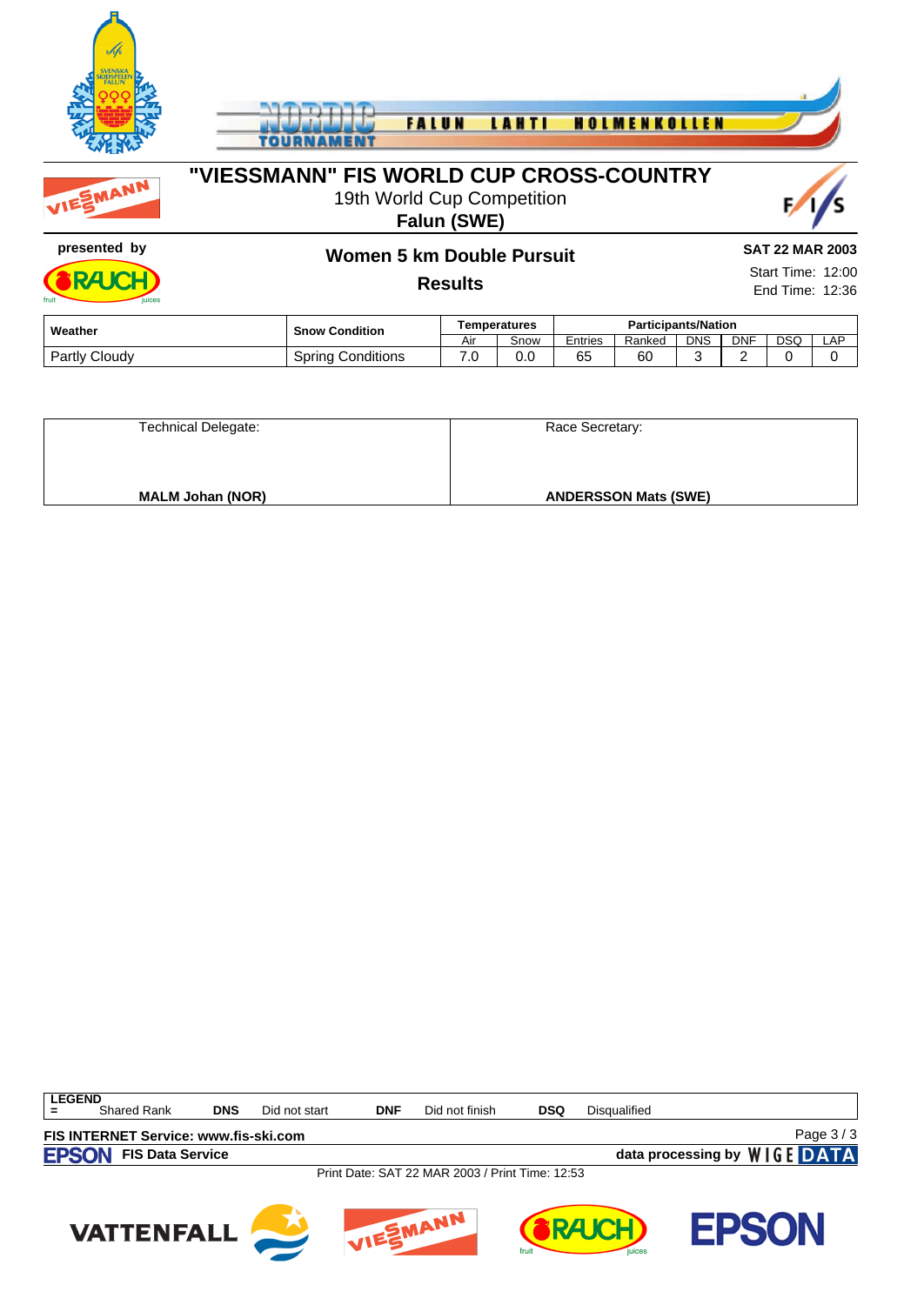# "VIESSMANN" FIS WORLD CUP CROSS-COUNTRY

19th World Cup Competition

**Falun (SWE)**

presented by

## Women 5 km Double Pursuit

## Results

**SAT 22 MAR 2003**

Start Time: 12:00

End Time: 12:36

| Weather | Snow Condition | Temperatures | | Participants/Nation | | | | | |
|---|---|---|---|---|---|---|---|---|---|
| | | Air | Snow | Entries | Ranked | DNS | DNF | DSQ | LAP |
| Partly Cloudy | Spring Conditions | 7.0 | 0.0 | 65 | 60 | 3 | 2 | 0 | 0 |

| Technical Delegate: | Race Secretary: |
|---|---|
| **MALM Johan (NOR)** | **ANDERSSON Mats (SWE)** |

**LEGEND**

| | | | | | | | |
|---|---|---|---|---|---|---|---|
| = | Shared Rank | **DNS** | Did not start | **DNF** | Did not finish | **DSQ** | Disqualified |

**FIS INTERNET Service: www.fis-ski.com**

EPSON **FIS Data Service**

**data processing by** WIGE DATA

Print Date: SAT 22 MAR 2003 / Print Time: 12:53